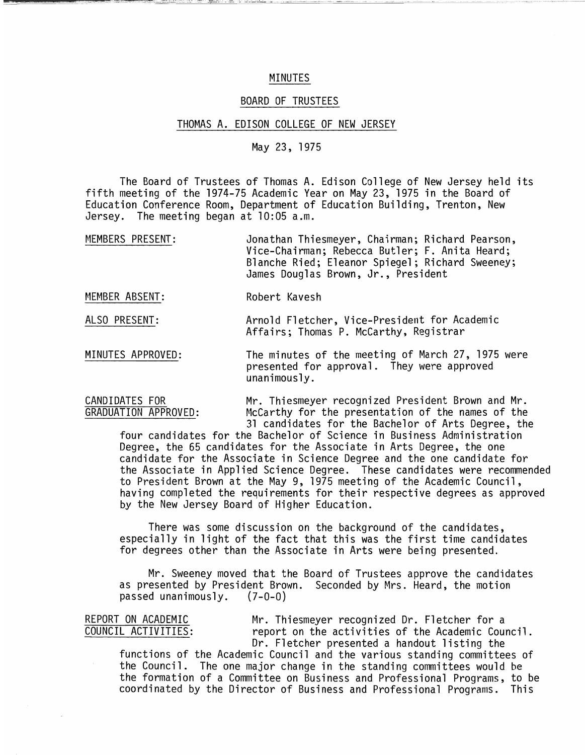# MINUTES

## BOARD OF TRUSTEES

## THOMAS A. EDISON COLLEGE OF NEW JERSEY

May 23, 1975

The Board of Trustees of Thomas A. Edison College of New Jersey held its fifth meeting of the 1974-75 Academic Year on May 23, 1975 in the Board of Education Conference Room, Department of Education Building, Trenton, New Jersey. The meeting began at 10:05 a.m.

MEMBERS PRESENT: Jonathan Thiesmeyer, Chairman; Richard Pearson, Vice-Chairman; Rebecca Butler; F. Anita Heard; Blanche Ried; Eleanor Spiegel; Richard Sweeney; James Douglas Brown, Jr., President

MEMBER ABSENT: Robert Kavesh

ALSO PRESENT: Arnold Fletcher, Vice-President for Academic Affairs; Thomas P. McCarthy, Registrar

MINUTES APPROVED: The minutes of the meeting of March 27, 1975 were presented for approval. They were approved unanimously.

CANDIDATES FOR GRADUATION APPROVED: Mr. Thiesmeyer recognized President Brown and Mr. McCarthy for the presentation of the names of the 31 candidates for the Bachelor of Arts Degree, the four candidates for the Bachelor of Science in Business Administration Degree, the 65 candidates for the Associate in Arts Degree, the one candidate for the Associate in Science Degree and the one candidate for the Associate in Applied Science Degree. These candidates were recommended to President Brown at the May 9, 1975 meeting of the Academic Council, having completed the requirements for their respective degrees as approved by the New Jersey Board of Higher Education.

There was some discussion on the background of the candidates, especially in light of the fact that this was the first time candidates for degrees other than the Associate in Arts were being presented.

Mr. Sweeney moved that the Board of Trustees approve the candidates as presented by President Brown. Seconded by Mrs. Heard, the motion passed unanimously. (7-0-0)

REPORT ON ACADEMIC COUNCIL ACTIVITIES: Mr. Thiesmeyer recognized Dr. Fletcher for a report on the activities of the Academic Council. Dr. Fletcher presented a handout listing the functions of the Academic Council and the various standing committees of the Council. The one major change in the standing committees would be the formation of a Committee on Business and Professional Programs, to be coordinated by the Director of Business and Professional Programs. This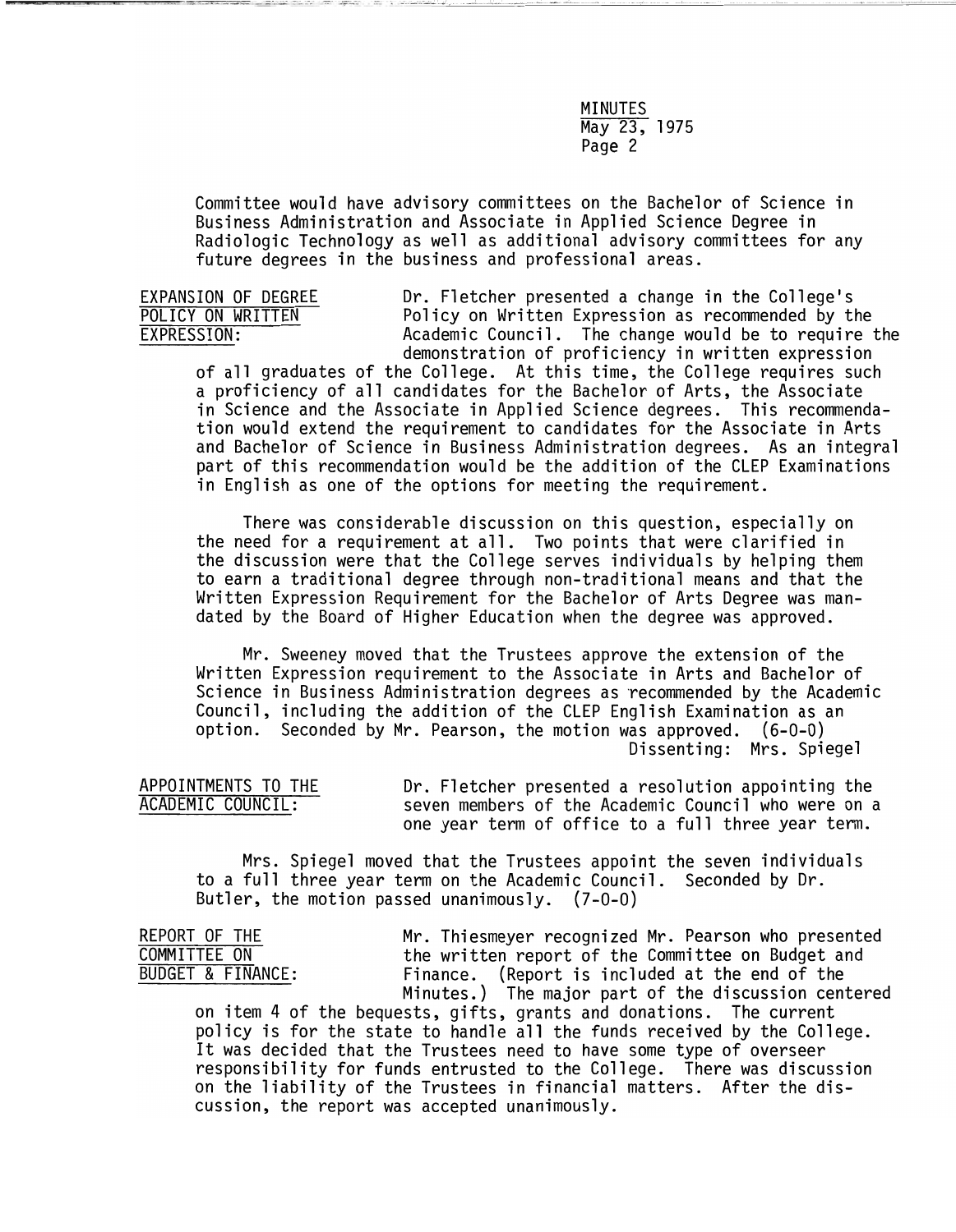Committee would have advisory committees on the Bachelor of Science in Business Administration and Associate in Applied Science Degree in Radiologic Technology as well as additional advisory committees for any future degrees in the business and professional areas.

**EXPANSION OF DEGREE POLICY ON WRITTEN EXPRESSION:** Dr. Fletcher presented a change in the College's Policy on Written Expression as recommended by the Academic Council. The change would be to require the demonstration of proficiency in written expression of all graduates of the College. At this time, the College requires such a proficiency of all candidates for the Bachelor of Arts, the Associate in Science and the Associate in Applied Science degrees. This recommendation would extend the requirement to candidates for the Associate in Arts and Bachelor of Science in Business Administration degrees. As an integral part of this recommendation would be the addition of the CLEP Examinations in English as one of the options for meeting the requirement.

There was considerable discussion on this question, especially on the need for a requirement at all. Two points that were clarified in the discussion were that the College serves individuals by helping them to earn a traditional degree through non-traditional means and that the Written Expression Requirement for the Bachelor of Arts Degree was mandated by the Board of Higher Education when the degree was approved.

Mr. Sweeney moved that the Trustees approve the extension of the Written Expression requirement to the Associate in Arts and Bachelor of Science in Business Administration degrees as recommended by the Academic Council, including the addition of the CLEP English Examination as an option. Seconded by Mr. Pearson, the motion was approved. (6-0-0)
Dissenting: Mrs. Spiegel

**APPOINTMENTS TO THE ACADEMIC COUNCIL:** Dr. Fletcher presented a resolution appointing the seven members of the Academic Council who were on a one year term of office to a full three year term.

Mrs. Spiegel moved that the Trustees appoint the seven individuals to a full three year term on the Academic Council. Seconded by Dr. Butler, the motion passed unanimously. (7-0-0)

**REPORT OF THE COMMITTEE ON BUDGET & FINANCE:** Mr. Thiesmeyer recognized Mr. Pearson who presented the written report of the Committee on Budget and Finance. (Report is included at the end of the Minutes.) The major part of the discussion centered on item 4 of the bequests, gifts, grants and donations. The current policy is for the state to handle all the funds received by the College. It was decided that the Trustees need to have some type of overseer responsibility for funds entrusted to the College. There was discussion on the liability of the Trustees in financial matters. After the discussion, the report was accepted unanimously.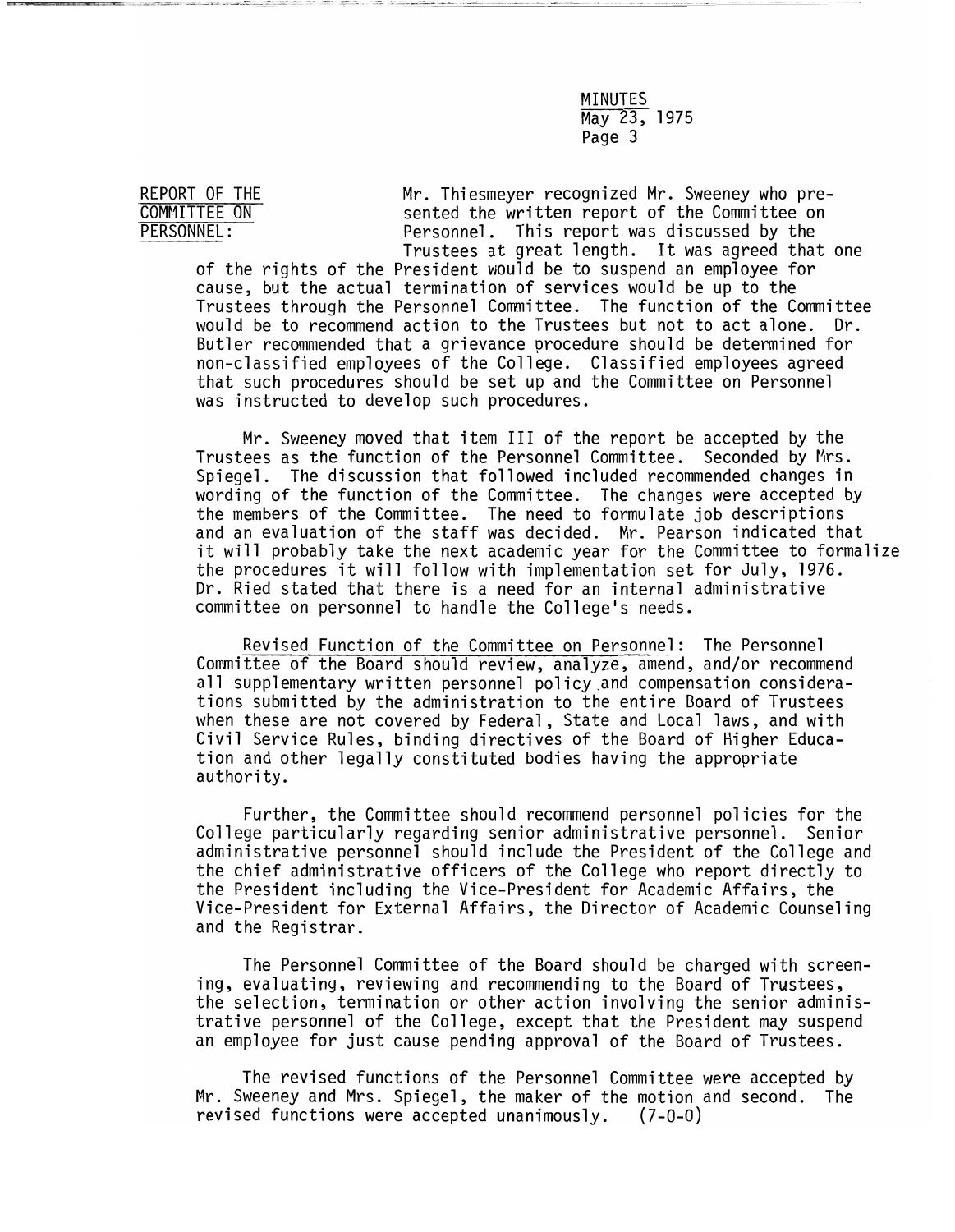MINUTES
May 23, 1975

**REPORT OF THE COMMITTEE ON PERSONNEL:** Mr. Thiesmeyer recognized Mr. Sweeney who presented the written report of the Committee on Personnel. This report was discussed by the Trustees at great length. It was agreed that one of the rights of the President would be to suspend an employee for cause, but the actual termination of services would be up to the Trustees through the Personnel Committee. The function of the Committee would be to recommend action to the Trustees but not to act alone. Dr. Butler recommended that a grievance procedure should be determined for non-classified employees of the College. Classified employees agreed that such procedures should be set up and the Committee on Personnel was instructed to develop such procedures.

Mr. Sweeney moved that item III of the report be accepted by the Trustees as the function of the Personnel Committee. Seconded by Mrs. Spiegel. The discussion that followed included recommended changes in wording of the function of the Committee. The changes were accepted by the members of the Committee. The need to formulate job descriptions and an evaluation of the staff was decided. Mr. Pearson indicated that it will probably take the next academic year for the Committee to formalize the procedures it will follow with implementation set for July, 1976. Dr. Ried stated that there is a need for an internal administrative committee on personnel to handle the College's needs.

Revised Function of the Committee on Personnel: The Personnel Committee of the Board should review, analyze, amend, and/or recommend all supplementary written personnel policy and compensation considerations submitted by the administration to the entire Board of Trustees when these are not covered by Federal, State and Local laws, and with Civil Service Rules, binding directives of the Board of Higher Education and other legally constituted bodies having the appropriate authority.

Further, the Committee should recommend personnel policies for the College particularly regarding senior administrative personnel. Senior administrative personnel should include the President of the College and the chief administrative officers of the College who report directly to the President including the Vice-President for Academic Affairs, the Vice-President for External Affairs, the Director of Academic Counseling and the Registrar.

The Personnel Committee of the Board should be charged with screening, evaluating, reviewing and recommending to the Board of Trustees, the selection, termination or other action involving the senior administrative personnel of the College, except that the President may suspend an employee for just cause pending approval of the Board of Trustees.

The revised functions of the Personnel Committee were accepted by Mr. Sweeney and Mrs. Spiegel, the maker of the motion and second. The revised functions were accepted unanimously. (7-0-0)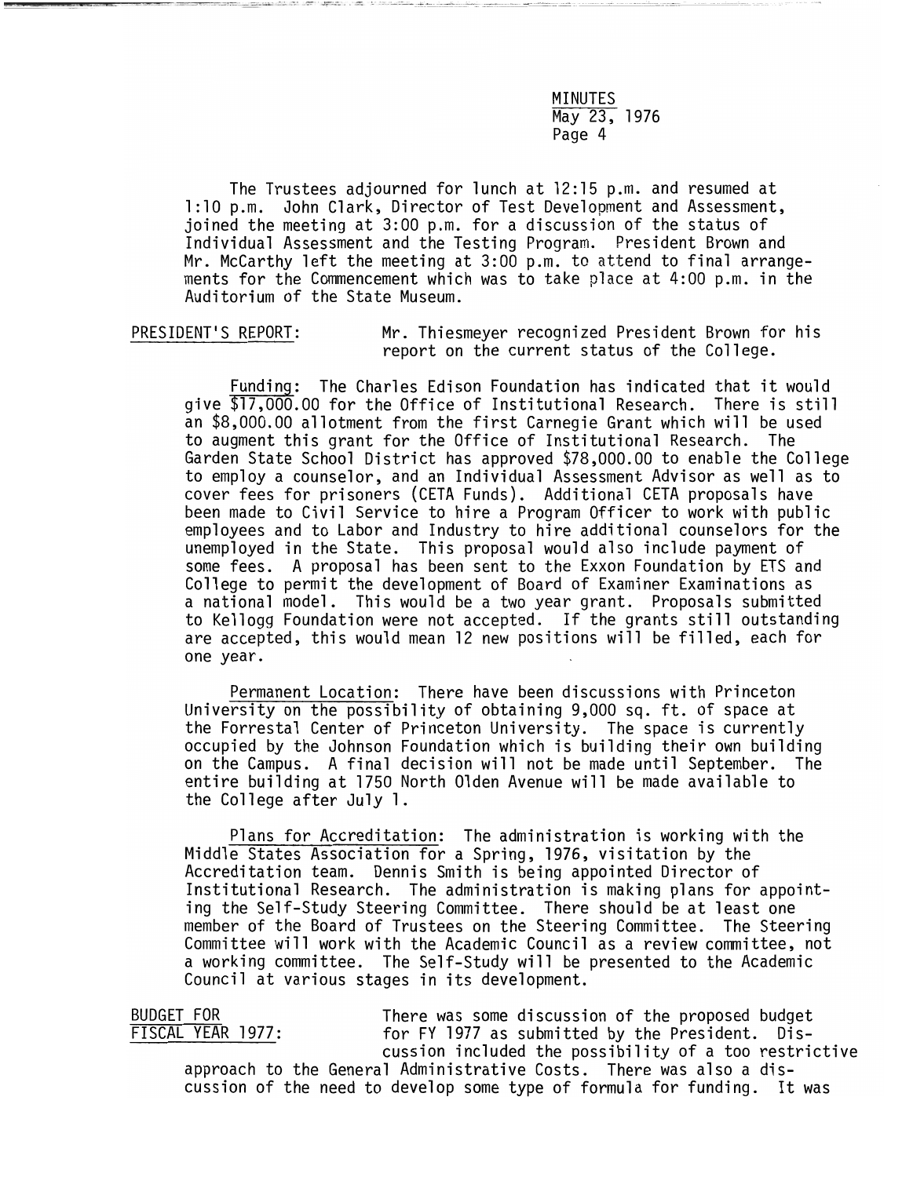The Trustees adjourned for lunch at 12:15 p.m. and resumed at 1:10 p.m. John Clark, Director of Test Development and Assessment, joined the meeting at 3:00 p.m. for a discussion of the status of Individual Assessment and the Testing Program. President Brown and Mr. McCarthy left the meeting at 3:00 p.m. to attend to final arrangements for the Commencement which was to take place at 4:00 p.m. in the Auditorium of the State Museum.

PRESIDENT'S REPORT: Mr. Thiesmeyer recognized President Brown for his report on the current status of the College.

Funding: The Charles Edison Foundation has indicated that it would give $17,000.00 for the Office of Institutional Research. There is still an $8,000.00 allotment from the first Carnegie Grant which will be used to augment this grant for the Office of Institutional Research. The Garden State School District has approved $78,000.00 to enable the College to employ a counselor, and an Individual Assessment Advisor as well as to cover fees for prisoners (CETA Funds). Additional CETA proposals have been made to Civil Service to hire a Program Officer to work with public employees and to Labor and Industry to hire additional counselors for the unemployed in the State. This proposal would also include payment of some fees. A proposal has been sent to the Exxon Foundation by ETS and College to permit the development of Board of Examiner Examinations as a national model. This would be a two year grant. Proposals submitted to Kellogg Foundation were not accepted. If the grants still outstanding are accepted, this would mean 12 new positions will be filled, each for one year.

Permanent Location: There have been discussions with Princeton University on the possibility of obtaining 9,000 sq. ft. of space at the Forrestal Center of Princeton University. The space is currently occupied by the Johnson Foundation which is building their own building on the Campus. A final decision will not be made until September. The entire building at 1750 North Olden Avenue will be made available to the College after July 1.

Plans for Accreditation: The administration is working with the Middle States Association for a Spring, 1976, visitation by the Accreditation team. Dennis Smith is being appointed Director of Institutional Research. The administration is making plans for appointing the Self-Study Steering Committee. There should be at least one member of the Board of Trustees on the Steering Committee. The Steering Committee will work with the Academic Council as a review committee, not a working committee. The Self-Study will be presented to the Academic Council at various stages in its development.

BUDGET FOR FISCAL YEAR 1977: There was some discussion of the proposed budget for FY 1977 as submitted by the President. Discussion included the possibility of a too restrictive approach to the General Administrative Costs. There was also a discussion of the need to develop some type of formula for funding. It was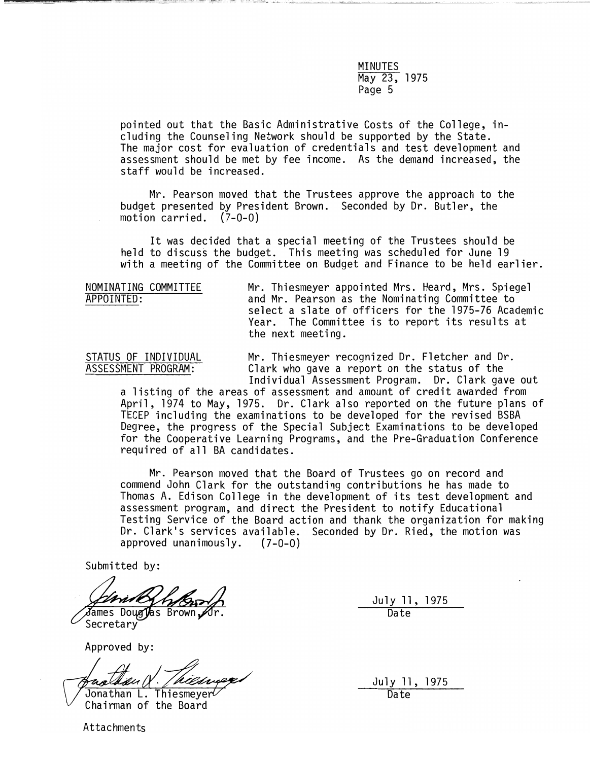pointed out that the Basic Administrative Costs of the College, including the Counseling Network should be supported by the State. The major cost for evaluation of credentials and test development and assessment should be met by fee income. As the demand increased, the staff would be increased.

Mr. Pearson moved that the Trustees approve the approach to the budget presented by President Brown. Seconded by Dr. Butler, the motion carried. (7-0-0)

It was decided that a special meeting of the Trustees should be held to discuss the budget. This meeting was scheduled for June 19 with a meeting of the Committee on Budget and Finance to be held earlier.

NOMINATING COMMITTEE APPOINTED: Mr. Thiesmeyer appointed Mrs. Heard, Mrs. Spiegel and Mr. Pearson as the Nominating Committee to select a slate of officers for the 1975-76 Academic Year. The Committee is to report its results at the next meeting.

STATUS OF INDIVIDUAL ASSESSMENT PROGRAM: Mr. Thiesmeyer recognized Dr. Fletcher and Dr. Clark who gave a report on the status of the Individual Assessment Program. Dr. Clark gave out a listing of the areas of assessment and amount of credit awarded from April, 1974 to May, 1975. Dr. Clark also reported on the future plans of TECEP including the examinations to be developed for the revised BSBA Degree, the progress of the Special Subject Examinations to be developed for the Cooperative Learning Programs, and the Pre-Graduation Conference required of all BA candidates.

Mr. Pearson moved that the Board of Trustees go on record and commend John Clark for the outstanding contributions he has made to Thomas A. Edison College in the development of its test development and assessment program, and direct the President to notify Educational Testing Service of the Board action and thank the organization for making Dr. Clark's services available. Seconded by Dr. Ried, the motion was approved unanimously. (7-0-0)

Submitted by:

James Douglas Brown, Jr.
Secretary

July 11, 1975
Date

Approved by:

Jonathan L. Thiesmeyer
Chairman of the Board

July 11, 1975
Date

Attachments